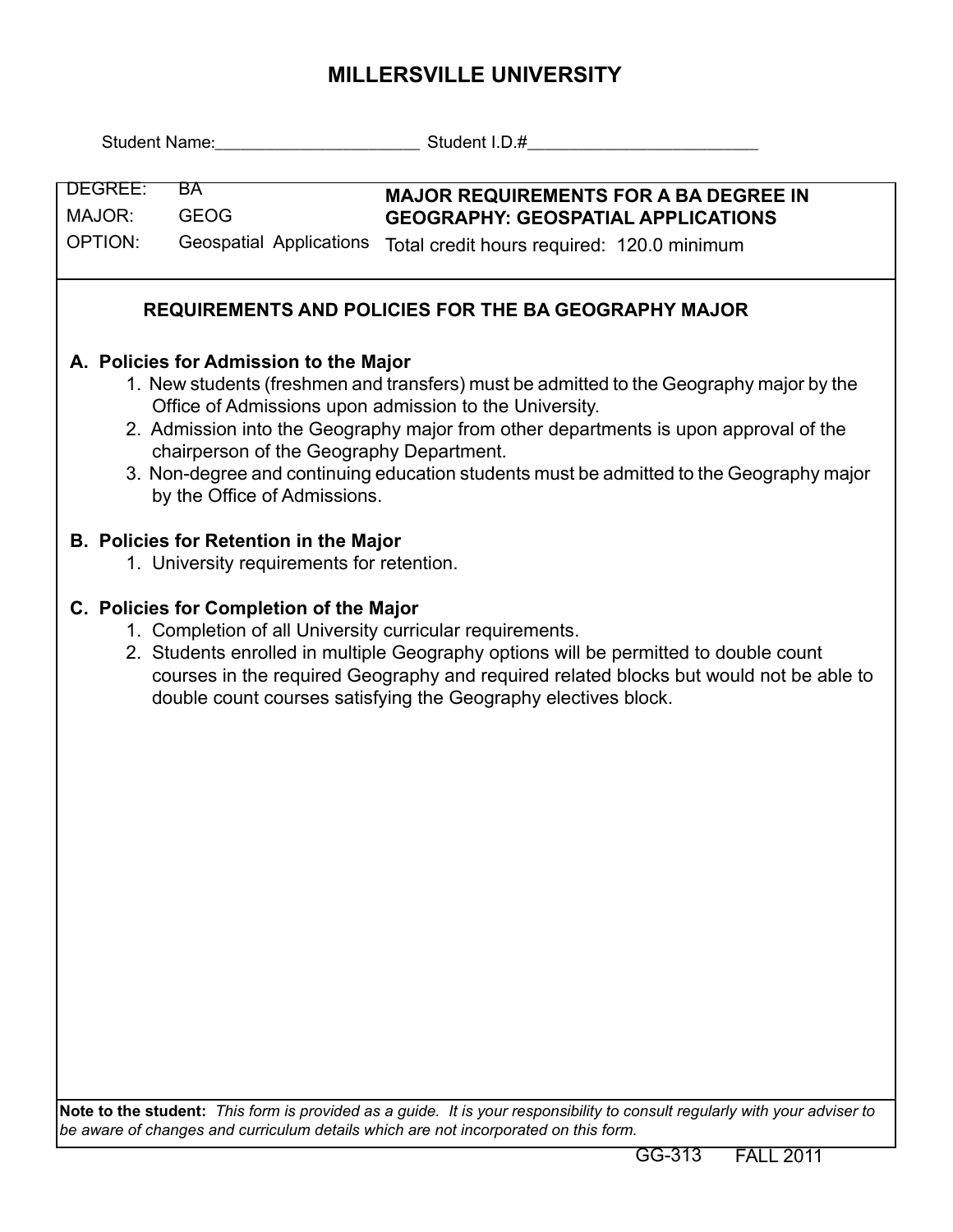# MILLERSVILLE UNIVERSITY

Student Name:______________________ Student I.D.#_________________________

| | | |
|---|---|---|
| DEGREE: | BA | **MAJOR REQUIREMENTS FOR A BA DEGREE IN GEOGRAPHY: GEOSPATIAL APPLICATIONS** |
| MAJOR: | GEOG | |
| OPTION: | Geospatial Applications | Total credit hours required: 120.0 minimum |

## REQUIREMENTS AND POLICIES FOR THE BA GEOGRAPHY MAJOR

**A. Policies for Admission to the Major**

1. New students (freshmen and transfers) must be admitted to the Geography major by the Office of Admissions upon admission to the University.
2. Admission into the Geography major from other departments is upon approval of the chairperson of the Geography Department.
3. Non-degree and continuing education students must be admitted to the Geography major by the Office of Admissions.

**B. Policies for Retention in the Major**

1. University requirements for retention.

**C. Policies for Completion of the Major**

1. Completion of all University curricular requirements.
2. Students enrolled in multiple Geography options will be permitted to double count courses in the required Geography and required related blocks but would not be able to double count courses satisfying the Geography electives block.

**Note to the student:** *This form is provided as a guide. It is your responsibility to consult regularly with your adviser to be aware of changes and curriculum details which are not incorporated on this form.*

GG-313 FALL 2011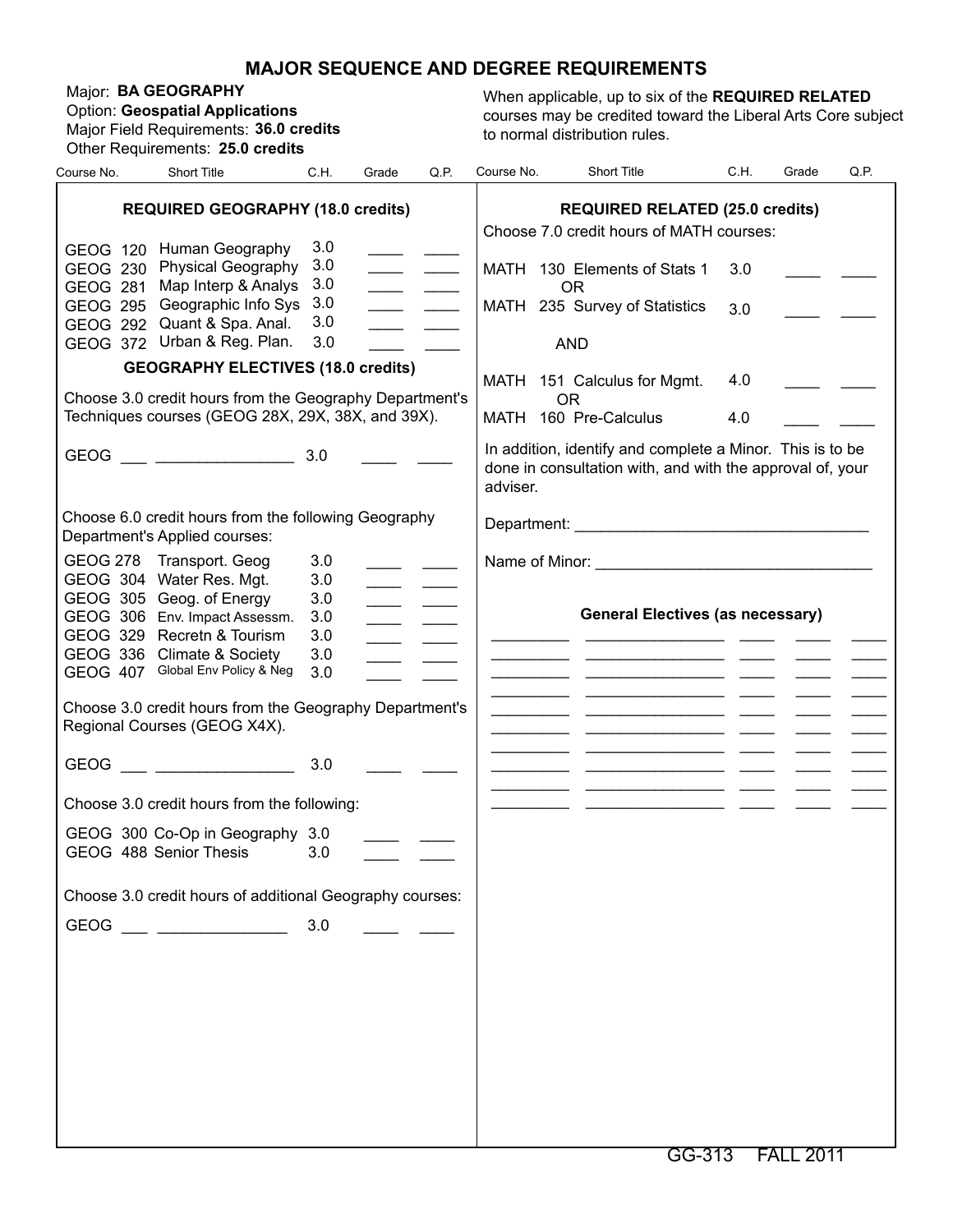# MAJOR SEQUENCE AND DEGREE REQUIREMENTS

Major: **BA GEOGRAPHY**
Option: **Geospatial Applications**
Major Field Requirements: **36.0 credits**
Other Requirements: **25.0 credits**

When applicable, up to six of the **REQUIRED RELATED** courses may be credited toward the Liberal Arts Core subject to normal distribution rules.

## REQUIRED GEOGRAPHY (18.0 credits)

| Course No. | Short Title | C.H. | Grade | Q.P. |
|---|---|---|---|---|
| GEOG 120 | Human Geography | 3.0 | ____ | ____ |
| GEOG 230 | Physical Geography | 3.0 | ____ | ____ |
| GEOG 281 | Map Interp & Analys | 3.0 | ____ | ____ |
| GEOG 295 | Geographic Info Sys | 3.0 | ____ | ____ |
| GEOG 292 | Quant & Spa. Anal. | 3.0 | ____ | ____ |
| GEOG 372 | Urban & Reg. Plan. | 3.0 | ____ | ____ |

## GEOGRAPHY ELECTIVES (18.0 credits)

Choose 3.0 credit hours from the Geography Department's Techniques courses (GEOG 28X, 29X, 38X, and 39X).

| Course No. | Short Title | C.H. | Grade | Q.P. |
|---|---|---|---|---|
| GEOG ___ | ________________ | 3.0 | ____ | ____ |

Choose 6.0 credit hours from the following Geography Department's Applied courses:

| Course No. | Short Title | C.H. | Grade | Q.P. |
|---|---|---|---|---|
| GEOG 278 | Transport. Geog | 3.0 | ____ | ____ |
| GEOG 304 | Water Res. Mgt. | 3.0 | ____ | ____ |
| GEOG 305 | Geog. of Energy | 3.0 | ____ | ____ |
| GEOG 306 | Env. Impact Assessm. | 3.0 | ____ | ____ |
| GEOG 329 | Recretn & Tourism | 3.0 | ____ | ____ |
| GEOG 336 | Climate & Society | 3.0 | ____ | ____ |
| GEOG 407 | Global Env Policy & Neg | 3.0 | ____ | ____ |

Choose 3.0 credit hours from the Geography Department's Regional Courses (GEOG X4X).

| Course No. | Short Title | C.H. | Grade | Q.P. |
|---|---|---|---|---|
| GEOG ___ | ________________ | 3.0 | ____ | ____ |

Choose 3.0 credit hours from the following:

| Course No. | Short Title | C.H. | Grade | Q.P. |
|---|---|---|---|---|
| GEOG 300 | Co-Op in Geography | 3.0 | ____ | ____ |
| GEOG 488 | Senior Thesis | 3.0 | ____ | ____ |

Choose 3.0 credit hours of additional Geography courses:

| Course No. | Short Title | C.H. | Grade | Q.P. |
|---|---|---|---|---|
| GEOG ___ | _______________ | 3.0 | ____ | ____ |

## REQUIRED RELATED (25.0 credits)

Choose 7.0 credit hours of MATH courses:

| Course No. | Short Title | C.H. | Grade | Q.P. |
|---|---|---|---|---|
| MATH 130 | Elements of Stats 1 | 3.0 | ____ | ____ |
| | OR | | | |
| MATH 235 | Survey of Statistics | 3.0 | ____ | ____ |
| | AND | | | |
| MATH 151 | Calculus for Mgmt. | 4.0 | ____ | ____ |
| | OR | | | |
| MATH 160 | Pre-Calculus | 4.0 | ____ | ____ |

In addition, identify and complete a Minor. This is to be done in consultation with, and with the approval of, your adviser.

Department: ___________________________________

Name of Minor: ________________________________

## General Electives (as necessary)

| Course No. | Short Title | C.H. | Grade | Q.P. |
|---|---|---|---|---|
| _________ | ________________ | ____ | ____ | ____ |
| _________ | ________________ | ____ | ____ | ____ |
| _________ | ________________ | ____ | ____ | ____ |
| _________ | ________________ | ____ | ____ | ____ |
| _________ | ________________ | ____ | ____ | ____ |
| _________ | ________________ | ____ | ____ | ____ |
| _________ | ________________ | ____ | ____ | ____ |
| _________ | ________________ | ____ | ____ | ____ |
| _________ | ________________ | ____ | ____ | ____ |

GG-313 FALL 2011